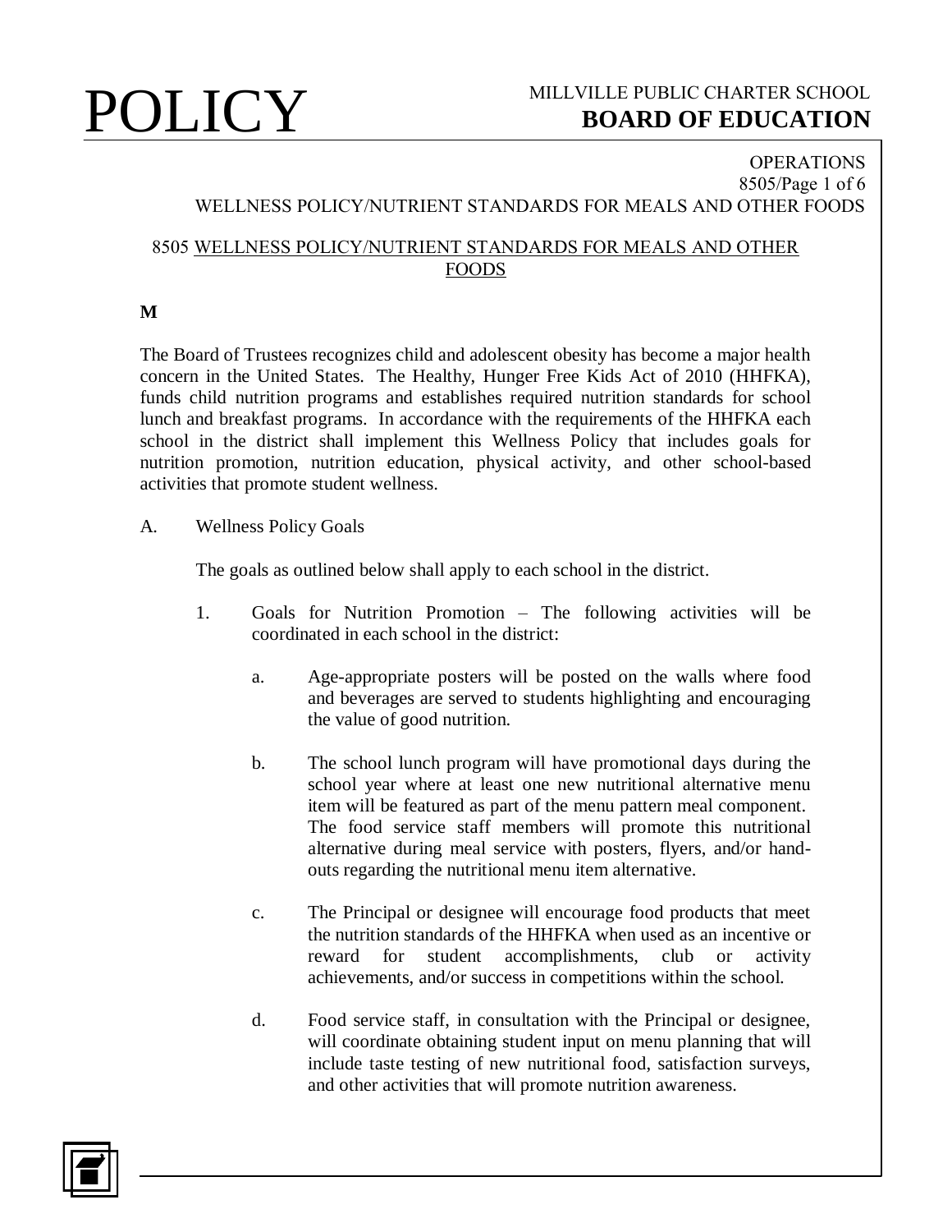# POLICY

MILLVILLE PUBLIC CHARTER SCHOOL
**BOARD OF EDUCATION**

OPERATIONS
WELLNESS POLICY/NUTRIENT STANDARDS FOR MEALS AND OTHER FOODS

## 8505 WELLNESS POLICY/NUTRIENT STANDARDS FOR MEALS AND OTHER FOODS

**M**

The Board of Trustees recognizes child and adolescent obesity has become a major health concern in the United States. The Healthy, Hunger Free Kids Act of 2010 (HHFKA), funds child nutrition programs and establishes required nutrition standards for school lunch and breakfast programs. In accordance with the requirements of the HHFKA each school in the district shall implement this Wellness Policy that includes goals for nutrition promotion, nutrition education, physical activity, and other school-based activities that promote student wellness.

A. Wellness Policy Goals

The goals as outlined below shall apply to each school in the district.

1. Goals for Nutrition Promotion – The following activities will be coordinated in each school in the district:

    a. Age-appropriate posters will be posted on the walls where food and beverages are served to students highlighting and encouraging the value of good nutrition.

    b. The school lunch program will have promotional days during the school year where at least one new nutritional alternative menu item will be featured as part of the menu pattern meal component. The food service staff members will promote this nutritional alternative during meal service with posters, flyers, and/or hand-outs regarding the nutritional menu item alternative.

    c. The Principal or designee will encourage food products that meet the nutrition standards of the HHFKA when used as an incentive or reward for student accomplishments, club or activity achievements, and/or success in competitions within the school.

    d. Food service staff, in consultation with the Principal or designee, will coordinate obtaining student input on menu planning that will include taste testing of new nutritional food, satisfaction surveys, and other activities that will promote nutrition awareness.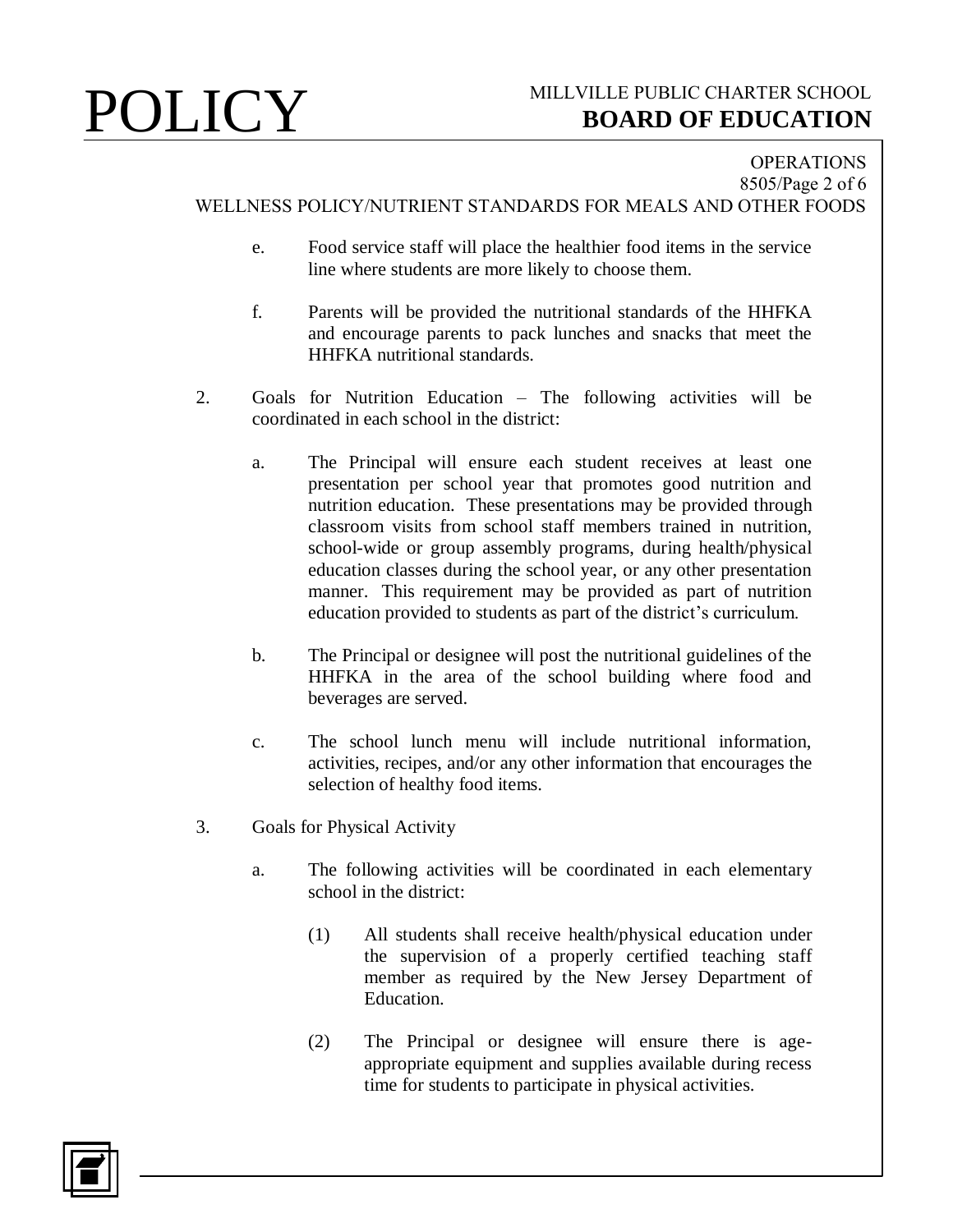e. Food service staff will place the healthier food items in the service line where students are more likely to choose them.

f. Parents will be provided the nutritional standards of the HHFKA and encourage parents to pack lunches and snacks that meet the HHFKA nutritional standards.

2. Goals for Nutrition Education – The following activities will be coordinated in each school in the district:

   a. The Principal will ensure each student receives at least one presentation per school year that promotes good nutrition and nutrition education. These presentations may be provided through classroom visits from school staff members trained in nutrition, school-wide or group assembly programs, during health/physical education classes during the school year, or any other presentation manner. This requirement may be provided as part of nutrition education provided to students as part of the district's curriculum.

   b. The Principal or designee will post the nutritional guidelines of the HHFKA in the area of the school building where food and beverages are served.

   c. The school lunch menu will include nutritional information, activities, recipes, and/or any other information that encourages the selection of healthy food items.

3. Goals for Physical Activity

   a. The following activities will be coordinated in each elementary school in the district:

      (1) All students shall receive health/physical education under the supervision of a properly certified teaching staff member as required by the New Jersey Department of Education.

      (2) The Principal or designee will ensure there is age-appropriate equipment and supplies available during recess time for students to participate in physical activities.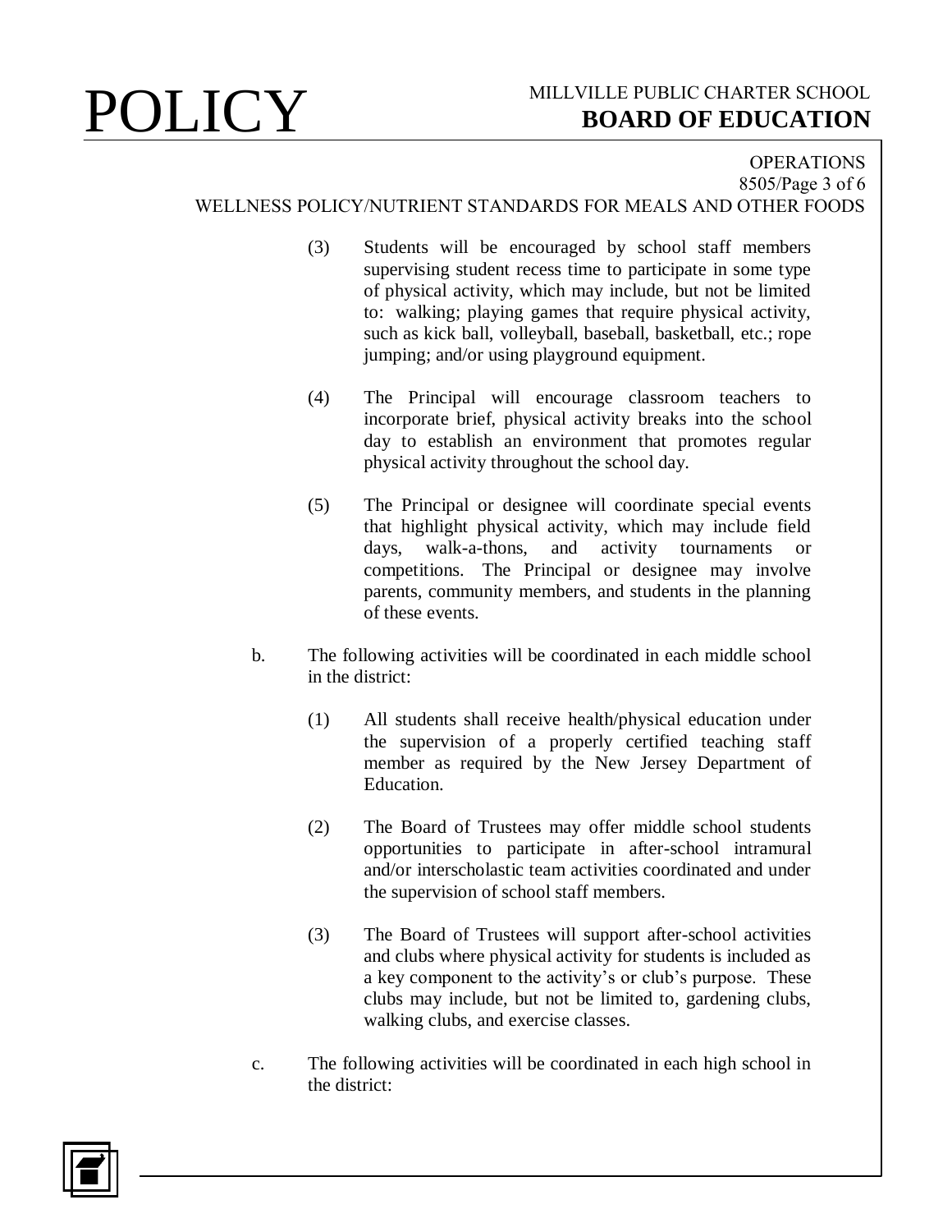(3) Students will be encouraged by school staff members supervising student recess time to participate in some type of physical activity, which may include, but not be limited to: walking; playing games that require physical activity, such as kick ball, volleyball, baseball, basketball, etc.; rope jumping; and/or using playground equipment.

(4) The Principal will encourage classroom teachers to incorporate brief, physical activity breaks into the school day to establish an environment that promotes regular physical activity throughout the school day.

(5) The Principal or designee will coordinate special events that highlight physical activity, which may include field days, walk-a-thons, and activity tournaments or competitions. The Principal or designee may involve parents, community members, and students in the planning of these events.

b. The following activities will be coordinated in each middle school in the district:

(1) All students shall receive health/physical education under the supervision of a properly certified teaching staff member as required by the New Jersey Department of Education.

(2) The Board of Trustees may offer middle school students opportunities to participate in after-school intramural and/or interscholastic team activities coordinated and under the supervision of school staff members.

(3) The Board of Trustees will support after-school activities and clubs where physical activity for students is included as a key component to the activity's or club's purpose. These clubs may include, but not be limited to, gardening clubs, walking clubs, and exercise classes.

c. The following activities will be coordinated in each high school in the district: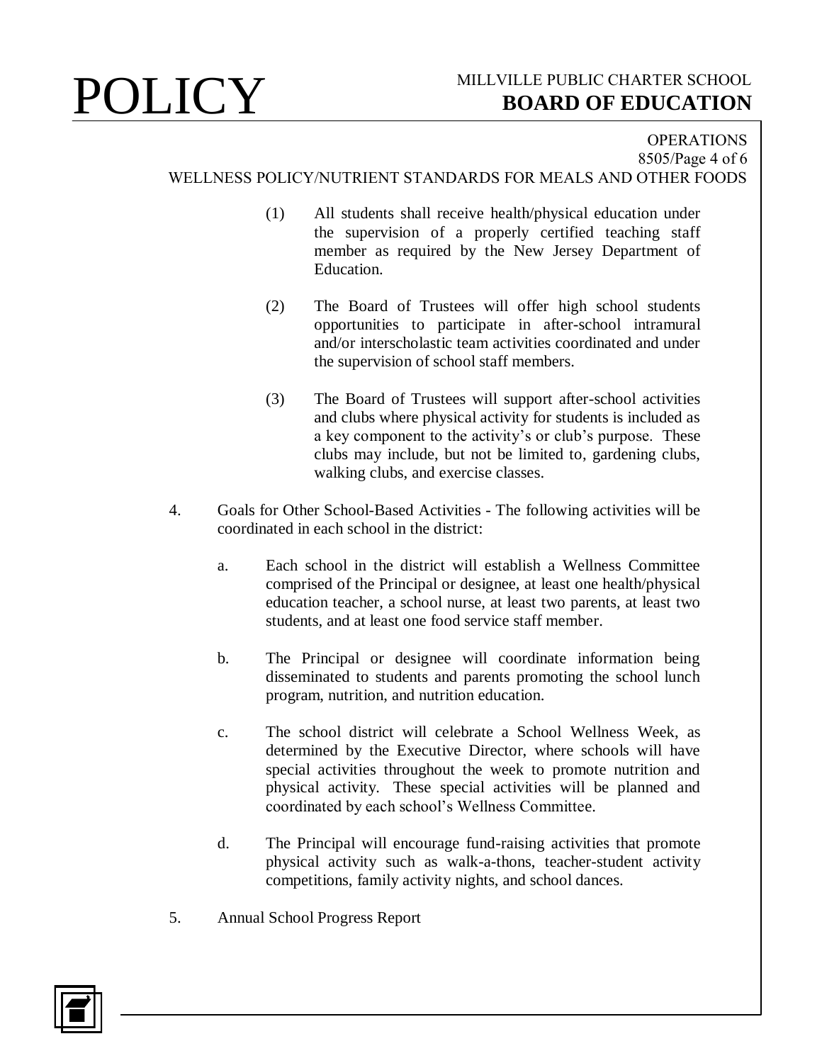(1) All students shall receive health/physical education under the supervision of a properly certified teaching staff member as required by the New Jersey Department of Education.

(2) The Board of Trustees will offer high school students opportunities to participate in after-school intramural and/or interscholastic team activities coordinated and under the supervision of school staff members.

(3) The Board of Trustees will support after-school activities and clubs where physical activity for students is included as a key component to the activity's or club's purpose. These clubs may include, but not be limited to, gardening clubs, walking clubs, and exercise classes.

4. Goals for Other School-Based Activities - The following activities will be coordinated in each school in the district:

   a. Each school in the district will establish a Wellness Committee comprised of the Principal or designee, at least one health/physical education teacher, a school nurse, at least two parents, at least two students, and at least one food service staff member.

   b. The Principal or designee will coordinate information being disseminated to students and parents promoting the school lunch program, nutrition, and nutrition education.

   c. The school district will celebrate a School Wellness Week, as determined by the Executive Director, where schools will have special activities throughout the week to promote nutrition and physical activity. These special activities will be planned and coordinated by each school's Wellness Committee.

   d. The Principal will encourage fund-raising activities that promote physical activity such as walk-a-thons, teacher-student activity competitions, family activity nights, and school dances.

5. Annual School Progress Report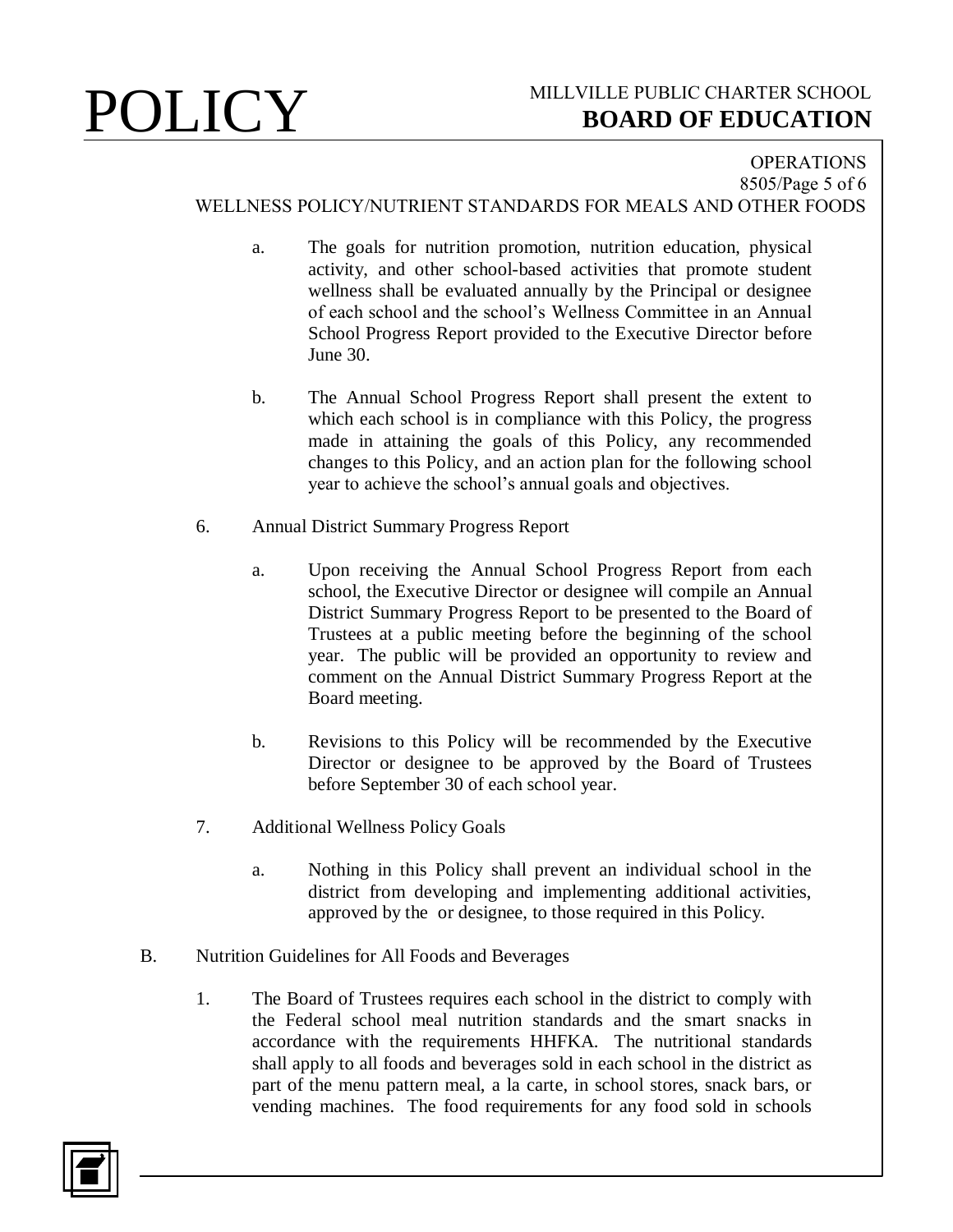a. The goals for nutrition promotion, nutrition education, physical activity, and other school-based activities that promote student wellness shall be evaluated annually by the Principal or designee of each school and the school's Wellness Committee in an Annual School Progress Report provided to the Executive Director before June 30.

b. The Annual School Progress Report shall present the extent to which each school is in compliance with this Policy, the progress made in attaining the goals of this Policy, any recommended changes to this Policy, and an action plan for the following school year to achieve the school's annual goals and objectives.

6. Annual District Summary Progress Report

a. Upon receiving the Annual School Progress Report from each school, the Executive Director or designee will compile an Annual District Summary Progress Report to be presented to the Board of Trustees at a public meeting before the beginning of the school year. The public will be provided an opportunity to review and comment on the Annual District Summary Progress Report at the Board meeting.

b. Revisions to this Policy will be recommended by the Executive Director or designee to be approved by the Board of Trustees before September 30 of each school year.

7. Additional Wellness Policy Goals

a. Nothing in this Policy shall prevent an individual school in the district from developing and implementing additional activities, approved by the or designee, to those required in this Policy.

B. Nutrition Guidelines for All Foods and Beverages

1. The Board of Trustees requires each school in the district to comply with the Federal school meal nutrition standards and the smart snacks in accordance with the requirements HHFKA. The nutritional standards shall apply to all foods and beverages sold in each school in the district as part of the menu pattern meal, a la carte, in school stores, snack bars, or vending machines. The food requirements for any food sold in schools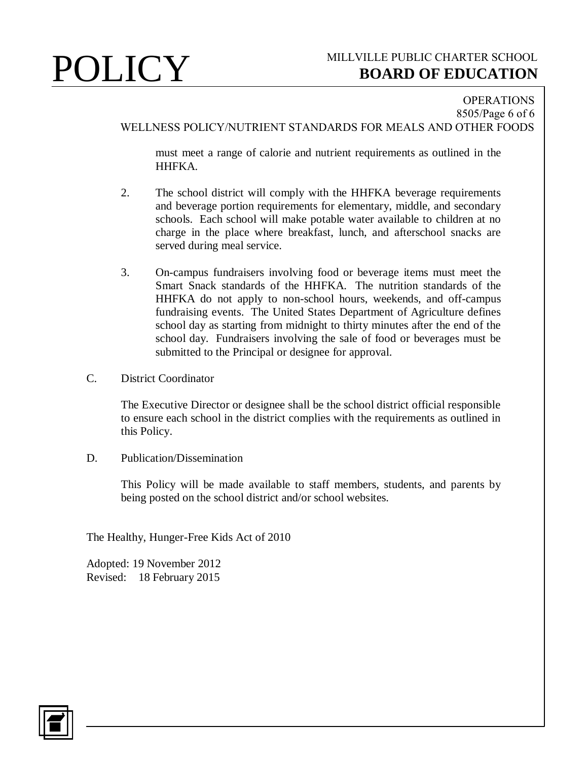must meet a range of calorie and nutrient requirements as outlined in the HHFKA.

2. The school district will comply with the HHFKA beverage requirements and beverage portion requirements for elementary, middle, and secondary schools. Each school will make potable water available to children at no charge in the place where breakfast, lunch, and afterschool snacks are served during meal service.

3. On-campus fundraisers involving food or beverage items must meet the Smart Snack standards of the HHFKA. The nutrition standards of the HHFKA do not apply to non-school hours, weekends, and off-campus fundraising events. The United States Department of Agriculture defines school day as starting from midnight to thirty minutes after the end of the school day. Fundraisers involving the sale of food or beverages must be submitted to the Principal or designee for approval.

C. District Coordinator

The Executive Director or designee shall be the school district official responsible to ensure each school in the district complies with the requirements as outlined in this Policy.

D. Publication/Dissemination

This Policy will be made available to staff members, students, and parents by being posted on the school district and/or school websites.

The Healthy, Hunger-Free Kids Act of 2010

Adopted: 19 November 2012
Revised: 18 February 2015